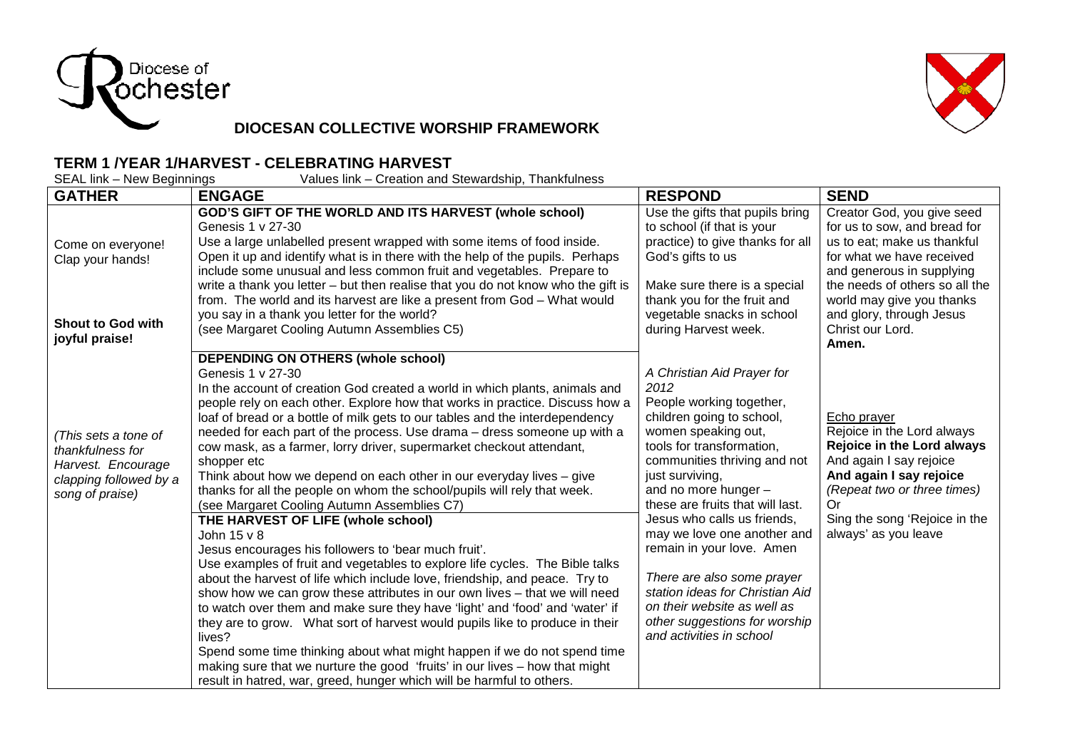Diocese of Rochester

## DIOCESAN COLLECTIVE WORSHIP FRAMEWORK

### TERM 1 /YEAR 1/HARVEST - CELEBRATING HARVEST

SEAL link – New Beginnings Values link – Creation and Stewardship, Thankfulness

| GATHER | ENGAGE | RESPOND | SEND |
|---|---|---|---|
| Come on everyone! Clap your hands!<br><br>**Shout to God with joyful praise!**<br><br>*(This sets a tone of thankfulness for Harvest. Encourage clapping followed by a song of praise)* | **GOD'S GIFT OF THE WORLD AND ITS HARVEST (whole school)**<br>Genesis 1 v 27-30<br>Use a large unlabelled present wrapped with some items of food inside. Open it up and identify what is in there with the help of the pupils. Perhaps include some unusual and less common fruit and vegetables. Prepare to write a thank you letter – but then realise that you do not know who the gift is from. The world and its harvest are like a present from God – What would you say in a thank you letter for the world?<br>(see Margaret Cooling Autumn Assemblies C5) | Use the gifts that pupils bring to school (if that is your practice) to give thanks for all God's gifts to us<br><br>Make sure there is a special thank you for the fruit and vegetable snacks in school during Harvest week. | Creator God, you give seed for us to sow, and bread for us to eat; make us thankful for what we have received and generous in supplying the needs of others so all the world may give you thanks and glory, through Jesus Christ our Lord.<br>**Amen.** |
| | **DEPENDING ON OTHERS (whole school)**<br>Genesis 1 v 27-30<br>In the account of creation God created a world in which plants, animals and people rely on each other. Explore how that works in practice. Discuss how a loaf of bread or a bottle of milk gets to our tables and the interdependency needed for each part of the process. Use drama – dress someone up with a cow mask, as a farmer, lorry driver, supermarket checkout attendant, shopper etc<br>Think about how we depend on each other in our everyday lives – give thanks for all the people on whom the school/pupils will rely that week.<br>(see Margaret Cooling Autumn Assemblies C7)<br><br>**THE HARVEST OF LIFE (whole school)**<br>John 15 v 8<br>Jesus encourages his followers to 'bear much fruit'.<br>Use examples of fruit and vegetables to explore life cycles. The Bible talks about the harvest of life which include love, friendship, and peace. Try to show how we can grow these attributes in our own lives – that we will need to watch over them and make sure they have 'light' and 'food' and 'water' if they are to grow. What sort of harvest would pupils like to produce in their lives?<br>Spend some time thinking about what might happen if we do not spend time making sure that we nurture the good 'fruits' in our lives – how that might result in hatred, war, greed, hunger which will be harmful to others. | *A Christian Aid Prayer for 2012*<br>People working together, children going to school, women speaking out, tools for transformation, communities thriving and not just surviving, and no more hunger – these are fruits that will last. Jesus who calls us friends, may we love one another and remain in your love. Amen<br><br>*There are also some prayer station ideas for Christian Aid on their website as well as other suggestions for worship and activities in school* | <u>Echo prayer</u><br>Rejoice in the Lord always<br>**Rejoice in the Lord always**<br>And again I say rejoice<br>**And again I say rejoice**<br>*(Repeat two or three times)*<br>Or<br>Sing the song 'Rejoice in the always' as you leave |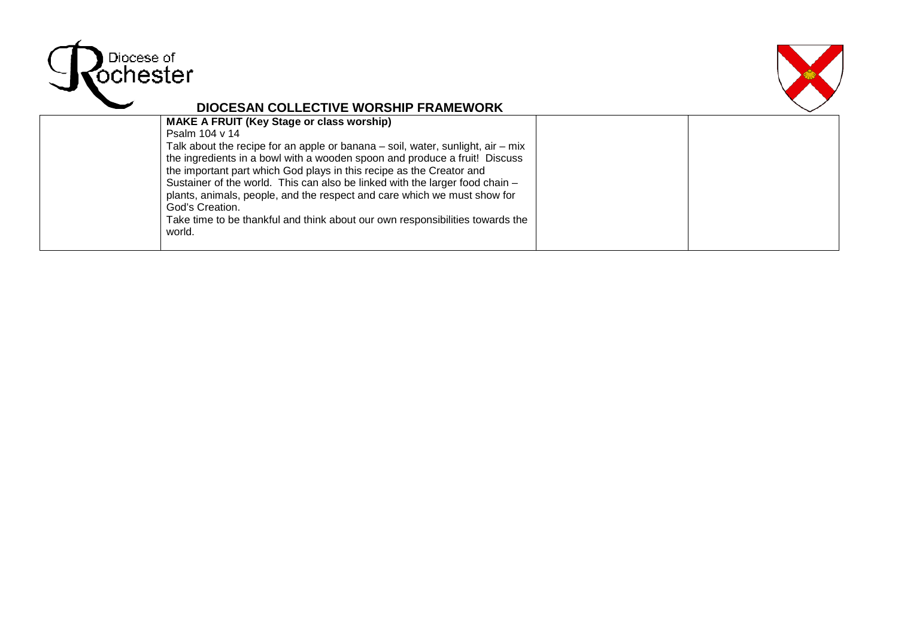| | | | |
|---|---|---|---|
| | **MAKE A FRUIT (Key Stage or class worship)**<br>Psalm 104 v 14<br>Talk about the recipe for an apple or banana – soil, water, sunlight, air – mix the ingredients in a bowl with a wooden spoon and produce a fruit! Discuss the important part which God plays in this recipe as the Creator and Sustainer of the world. This can also be linked with the larger food chain – plants, animals, people, and the respect and care which we must show for God's Creation.<br>Take time to be thankful and think about our own responsibilities towards the world. | | |